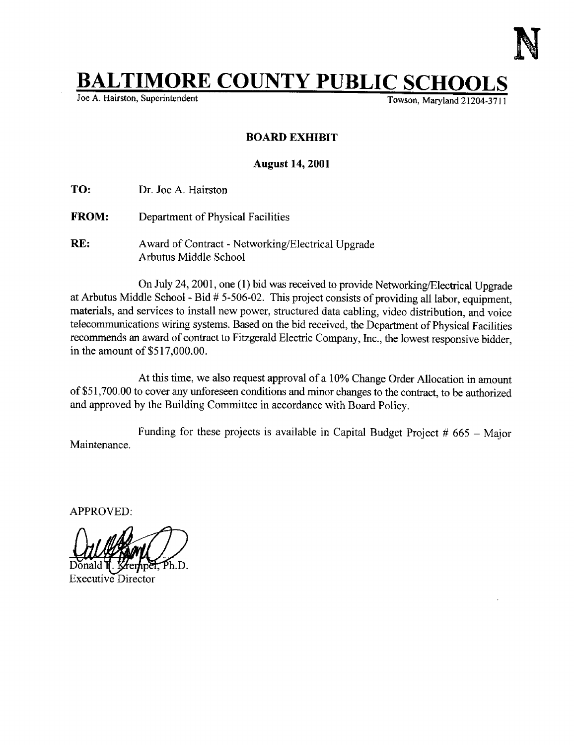N

# BALTIMORE COUNTY PUBLIC SCHOOLS

Joe A. Hairston, Superintendent — Towson, Maryland 21204-3711

**BOARD EXHIBIT**

**August 14, 2001**

**TO:** Dr. Joe A. Hairston

**FROM:** Department of Physical Facilities

**RE:** Award of Contract - Networking/Electrical Upgrade
Arbutus Middle School

On July 24, 2001, one (1) bid was received to provide Networking/Electrical Upgrade at Arbutus Middle School - Bid # 5-506-02. This project consists of providing all labor, equipment, materials, and services to install new power, structured data cabling, video distribution, and voice telecommunications wiring systems. Based on the bid received, the Department of Physical Facilities recommends an award of contract to Fitzgerald Electric Company, Inc., the lowest responsive bidder, in the amount of $517,000.00.

At this time, we also request approval of a 10% Change Order Allocation in amount of $51,700.00 to cover any unforeseen conditions and minor changes to the contract, to be authorized and approved by the Building Committee in accordance with Board Policy.

Funding for these projects is available in Capital Budget Project # 665 – Major Maintenance.

APPROVED:

Donald F. Krempel, Ph.D.
Executive Director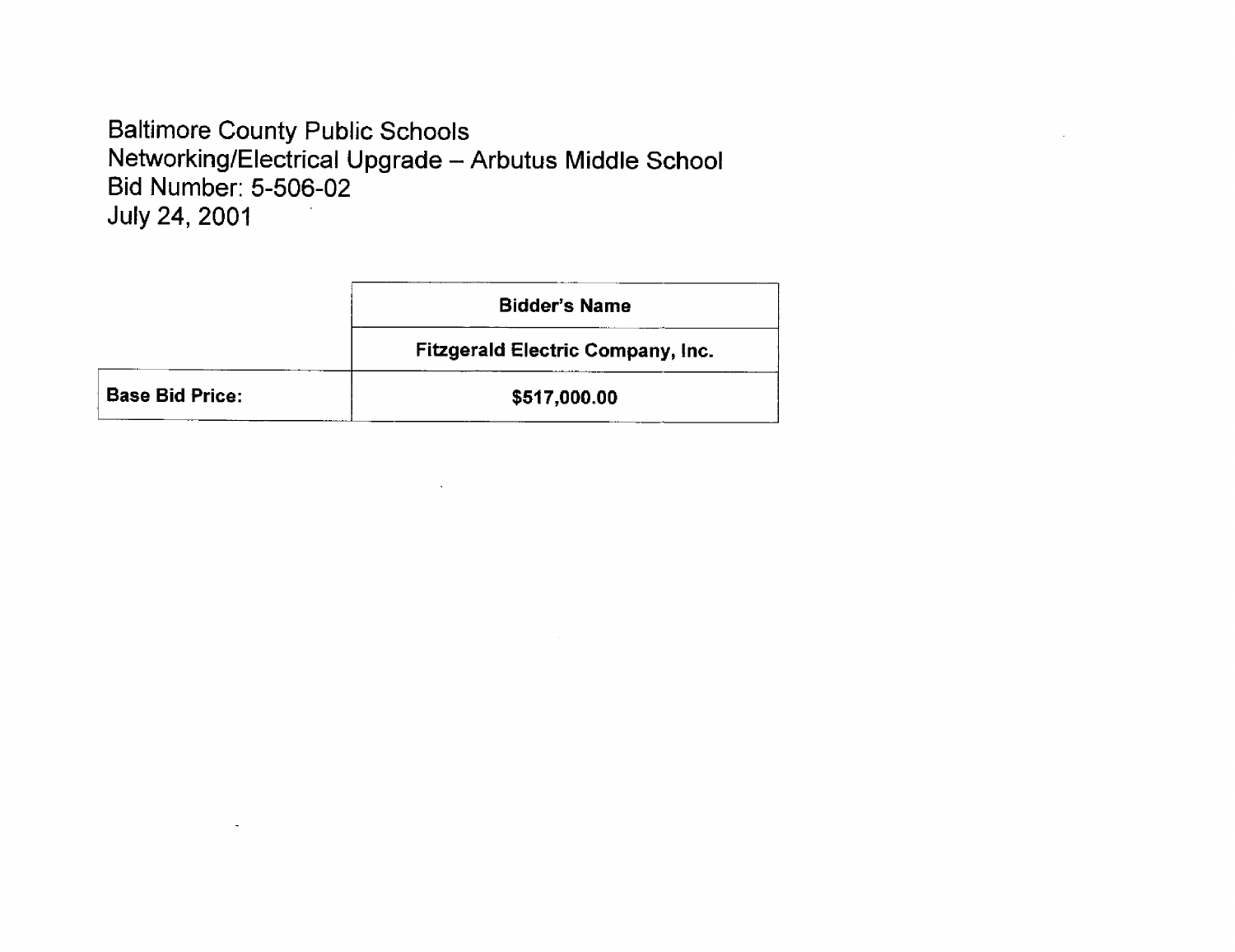Baltimore County Public Schools
Networking/Electrical Upgrade – Arbutus Middle School
Bid Number: 5-506-02
July 24, 2001

| | **Bidder's Name** |
|---|---|
| | **Fitzgerald Electric Company, Inc.** |
| **Base Bid Price:** | **$517,000.00** |